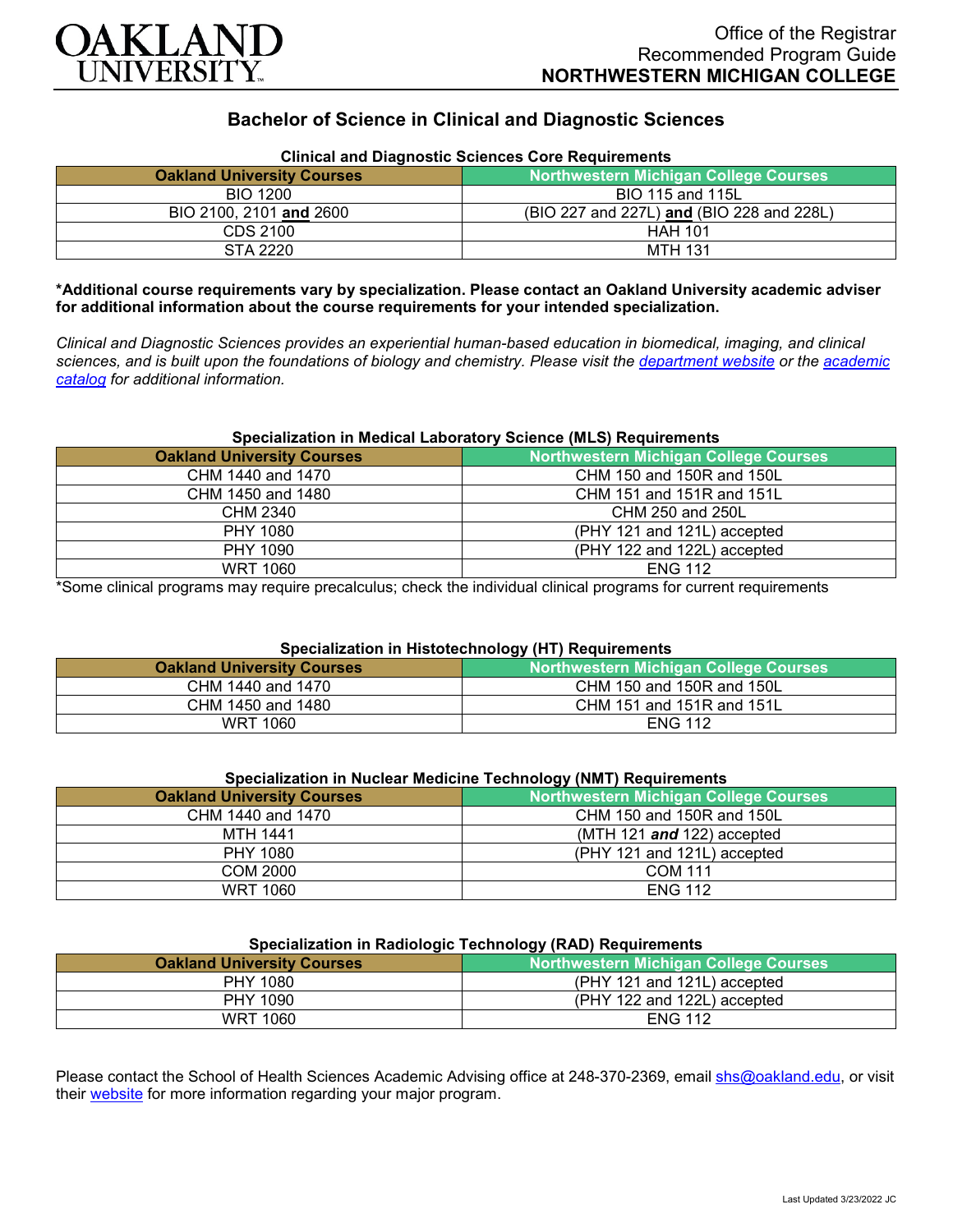OAKLAND UNIVERSITY

Office of the Registrar
Recommended Program Guide
**NORTHWESTERN MICHIGAN COLLEGE**

# Bachelor of Science in Clinical and Diagnostic Sciences

### Clinical and Diagnostic Sciences Core Requirements

| Oakland University Courses | Northwestern Michigan College Courses |
|---|---|
| BIO 1200 | BIO 115 and 115L |
| BIO 2100, 2101 **and** 2600 | (BIO 227 and 227L) **and** (BIO 228 and 228L) |
| CDS 2100 | HAH 101 |
| STA 2220 | MTH 131 |

**\*Additional course requirements vary by specialization. Please contact an Oakland University academic adviser for additional information about the course requirements for your intended specialization.**

*Clinical and Diagnostic Sciences provides an experiential human-based education in biomedical, imaging, and clinical sciences, and is built upon the foundations of biology and chemistry. Please visit the department website or the academic catalog for additional information.*

### Specialization in Medical Laboratory Science (MLS) Requirements

| Oakland University Courses | Northwestern Michigan College Courses |
|---|---|
| CHM 1440 and 1470 | CHM 150 and 150R and 150L |
| CHM 1450 and 1480 | CHM 151 and 151R and 151L |
| CHM 2340 | CHM 250 and 250L |
| PHY 1080 | (PHY 121 and 121L) accepted |
| PHY 1090 | (PHY 122 and 122L) accepted |
| WRT 1060 | ENG 112 |

\*Some clinical programs may require precalculus; check the individual clinical programs for current requirements

### Specialization in Histotechnology (HT) Requirements

| Oakland University Courses | Northwestern Michigan College Courses |
|---|---|
| CHM 1440 and 1470 | CHM 150 and 150R and 150L |
| CHM 1450 and 1480 | CHM 151 and 151R and 151L |
| WRT 1060 | ENG 112 |

### Specialization in Nuclear Medicine Technology (NMT) Requirements

| Oakland University Courses | Northwestern Michigan College Courses |
|---|---|
| CHM 1440 and 1470 | CHM 150 and 150R and 150L |
| MTH 1441 | (MTH 121 ***and*** 122) accepted |
| PHY 1080 | (PHY 121 and 121L) accepted |
| COM 2000 | COM 111 |
| WRT 1060 | ENG 112 |

### Specialization in Radiologic Technology (RAD) Requirements

| Oakland University Courses | Northwestern Michigan College Courses |
|---|---|
| PHY 1080 | (PHY 121 and 121L) accepted |
| PHY 1090 | (PHY 122 and 122L) accepted |
| WRT 1060 | ENG 112 |

Please contact the School of Health Sciences Academic Advising office at 248-370-2369, email shs@oakland.edu, or visit their website for more information regarding your major program.

Last Updated 3/23/2022 JC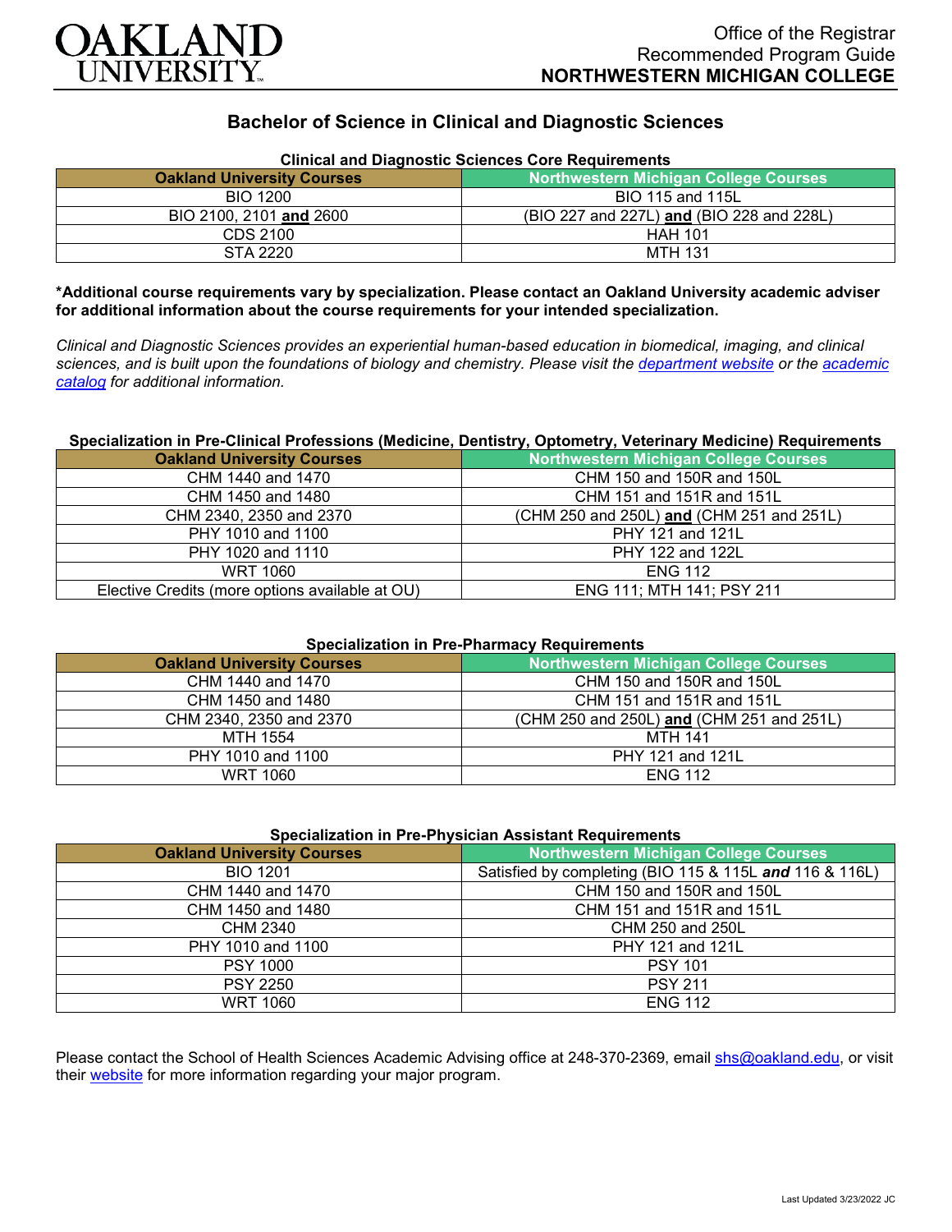OAKLAND UNIVERSITY

Office of the Registrar
Recommended Program Guide
**NORTHWESTERN MICHIGAN COLLEGE**

## Bachelor of Science in Clinical and Diagnostic Sciences

### Clinical and Diagnostic Sciences Core Requirements

| Oakland University Courses | Northwestern Michigan College Courses |
|---|---|
| BIO 1200 | BIO 115 and 115L |
| BIO 2100, 2101 **and** 2600 | (BIO 227 and 227L) **and** (BIO 228 and 228L) |
| CDS 2100 | HAH 101 |
| STA 2220 | MTH 131 |

**\*Additional course requirements vary by specialization. Please contact an Oakland University academic adviser for additional information about the course requirements for your intended specialization.**

*Clinical and Diagnostic Sciences provides an experiential human-based education in biomedical, imaging, and clinical sciences, and is built upon the foundations of biology and chemistry. Please visit the department website or the academic catalog for additional information.*

### Specialization in Pre-Clinical Professions (Medicine, Dentistry, Optometry, Veterinary Medicine) Requirements

| Oakland University Courses | Northwestern Michigan College Courses |
|---|---|
| CHM 1440 and 1470 | CHM 150 and 150R and 150L |
| CHM 1450 and 1480 | CHM 151 and 151R and 151L |
| CHM 2340, 2350 and 2370 | (CHM 250 and 250L) **and** (CHM 251 and 251L) |
| PHY 1010 and 1100 | PHY 121 and 121L |
| PHY 1020 and 1110 | PHY 122 and 122L |
| WRT 1060 | ENG 112 |
| Elective Credits (more options available at OU) | ENG 111; MTH 141; PSY 211 |

### Specialization in Pre-Pharmacy Requirements

| Oakland University Courses | Northwestern Michigan College Courses |
|---|---|
| CHM 1440 and 1470 | CHM 150 and 150R and 150L |
| CHM 1450 and 1480 | CHM 151 and 151R and 151L |
| CHM 2340, 2350 and 2370 | (CHM 250 and 250L) **and** (CHM 251 and 251L) |
| MTH 1554 | MTH 141 |
| PHY 1010 and 1100 | PHY 121 and 121L |
| WRT 1060 | ENG 112 |

### Specialization in Pre-Physician Assistant Requirements

| Oakland University Courses | Northwestern Michigan College Courses |
|---|---|
| BIO 1201 | Satisfied by completing (BIO 115 & 115L ***and*** 116 & 116L) |
| CHM 1440 and 1470 | CHM 150 and 150R and 150L |
| CHM 1450 and 1480 | CHM 151 and 151R and 151L |
| CHM 2340 | CHM 250 and 250L |
| PHY 1010 and 1100 | PHY 121 and 121L |
| PSY 1000 | PSY 101 |
| PSY 2250 | PSY 211 |
| WRT 1060 | ENG 112 |

Please contact the School of Health Sciences Academic Advising office at 248-370-2369, email shs@oakland.edu, or visit their website for more information regarding your major program.

Last Updated 3/23/2022 JC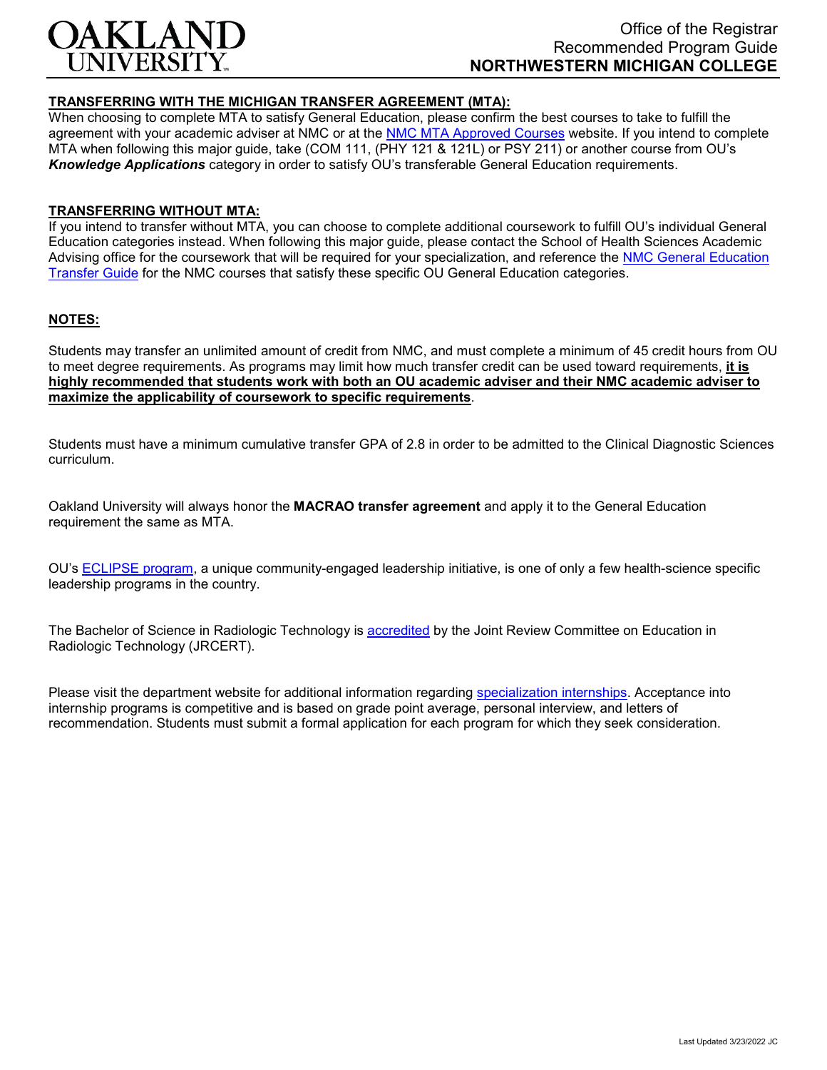**TRANSFERRING WITH THE MICHIGAN TRANSFER AGREEMENT (MTA):**

When choosing to complete MTA to satisfy General Education, please confirm the best courses to take to fulfill the agreement with your academic adviser at NMC or at the NMC MTA Approved Courses website. If you intend to complete MTA when following this major guide, take (COM 111, (PHY 121 & 121L) or PSY 211) or another course from OU's ***Knowledge Applications*** category in order to satisfy OU's transferable General Education requirements.

**TRANSFERRING WITHOUT MTA:**

If you intend to transfer without MTA, you can choose to complete additional coursework to fulfill OU's individual General Education categories instead. When following this major guide, please contact the School of Health Sciences Academic Advising office for the coursework that will be required for your specialization, and reference the NMC General Education Transfer Guide for the NMC courses that satisfy these specific OU General Education categories.

**NOTES:**

Students may transfer an unlimited amount of credit from NMC, and must complete a minimum of 45 credit hours from OU to meet degree requirements. As programs may limit how much transfer credit can be used toward requirements, **it is highly recommended that students work with both an OU academic adviser and their NMC academic adviser to maximize the applicability of coursework to specific requirements**.

Students must have a minimum cumulative transfer GPA of 2.8 in order to be admitted to the Clinical Diagnostic Sciences curriculum.

Oakland University will always honor the **MACRAO transfer agreement** and apply it to the General Education requirement the same as MTA.

OU's ECLIPSE program, a unique community-engaged leadership initiative, is one of only a few health-science specific leadership programs in the country.

The Bachelor of Science in Radiologic Technology is accredited by the Joint Review Committee on Education in Radiologic Technology (JRCERT).

Please visit the department website for additional information regarding specialization internships. Acceptance into internship programs is competitive and is based on grade point average, personal interview, and letters of recommendation. Students must submit a formal application for each program for which they seek consideration.

Last Updated 3/23/2022 JC